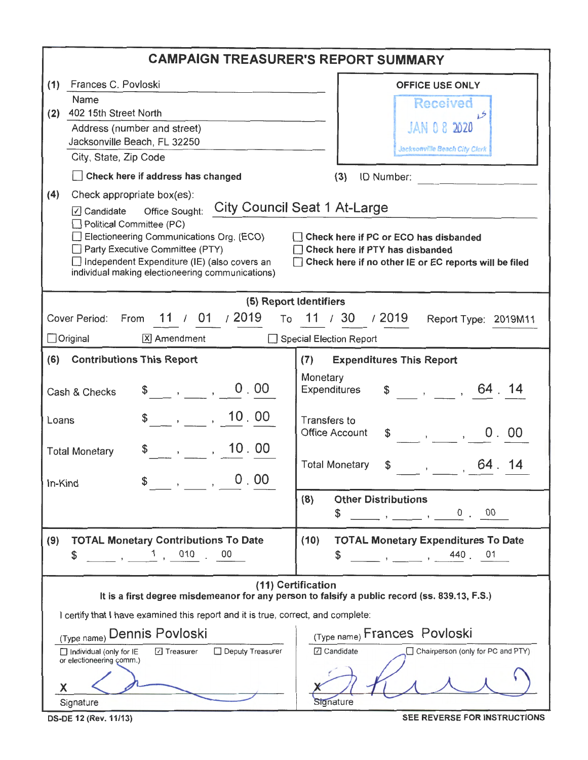# CAMPAIGN TREASURER'S REPORT SUMMARY

**(1)** Frances C. Povloski
Name

**(2)** 402 15th Street North
Address (number and street)
Jacksonville Beach, FL 32250
City, State, Zip Code

☐ **Check here if address has changed**

OFFICE USE ONLY
Received
JAN 08 2020
Jacksonville Beach City Clerk

**(3)** ID Number: 

**(4)** Check appropriate box(es):

☑ Candidate Office Sought: City Council Seat 1 At-Large
☐ Political Committee (PC)
☐ Electioneering Communications Org. (ECO)
☐ Party Executive Committee (PTY)
☐ Independent Expenditure (IE) (also covers an individual making electioneering communications)

☐ **Check here if PC or ECO has disbanded**
☐ **Check here if PTY has disbanded**
☐ **Check here if no other IE or EC reports will be filed**

## (5) Report Identifiers

Cover Period: From 11 / 01 / 2019 To 11 / 30 / 2019 Report Type: 2019M11

☐ Original ☒ Amendment ☐ Special Election Report

| (6) Contributions This Report | | (7) Expenditures This Report | |
|---|---|---|---|
| Cash & Checks | $ 0.00 | Monetary Expenditures | $ 64.14 |
| Loans | $ 10.00 | Transfers to Office Account | $ 0.00 |
| Total Monetary | $ 10.00 | Total Monetary | $ 64.14 |
| In-Kind | $ 0.00 | (8) Other Distributions | $ 0.00 |

| (9) TOTAL Monetary Contributions To Date | (10) TOTAL Monetary Expenditures To Date |
|---|---|
| $ 1,010.00 | $ 440.01 |

## (11) Certification

**It is a first degree misdemeanor for any person to falsify a public record (ss. 839.13, F.S.)**

I certify that I have examined this report and it is true, correct, and complete:

(Type name) Dennis Povloski
☐ Individual (only for IE or electioneering comm.) ☑ Treasurer ☐ Deputy Treasurer
X
Signature

(Type name) Frances Povloski
☑ Candidate ☐ Chairperson (only for PC and PTY)
X
Signature

DS-DE 12 (Rev. 11/13) **SEE REVERSE FOR INSTRUCTIONS**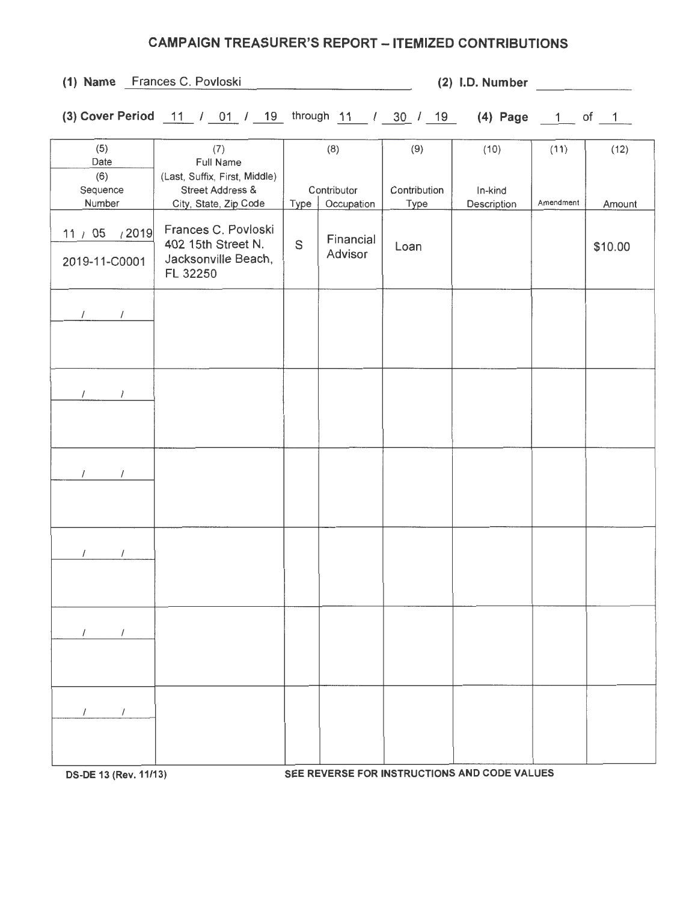# CAMPAIGN TREASURER'S REPORT – ITEMIZED CONTRIBUTIONS

**(1) Name** Frances C. Povloski **(2) I.D. Number** ____________

**(3) Cover Period** 11 / 01 / 19 through 11 / 30 / 19 **(4) Page** 1 of 1

| (5) Date / (6) Sequence Number | (7) Full Name (Last, Suffix, First, Middle) Street Address & City, State, Zip Code | (8) Contributor Type | (8) Contributor Occupation | (9) Contribution Type | (10) In-kind Description | (11) Amendment | (12) Amount |
|---|---|---|---|---|---|---|---|
| 11 / 05 / 2019<br>2019-11-C0001 | Frances C. Povloski<br>402 15th Street N.<br>Jacksonville Beach, FL 32250 | S | Financial Advisor | Loan | | | $10.00 |
| / / | | | | | | | |
| / / | | | | | | | |
| / / | | | | | | | |
| / / | | | | | | | |
| / / | | | | | | | |
| / / | | | | | | | |

DS-DE 13 (Rev. 11/13) **SEE REVERSE FOR INSTRUCTIONS AND CODE VALUES**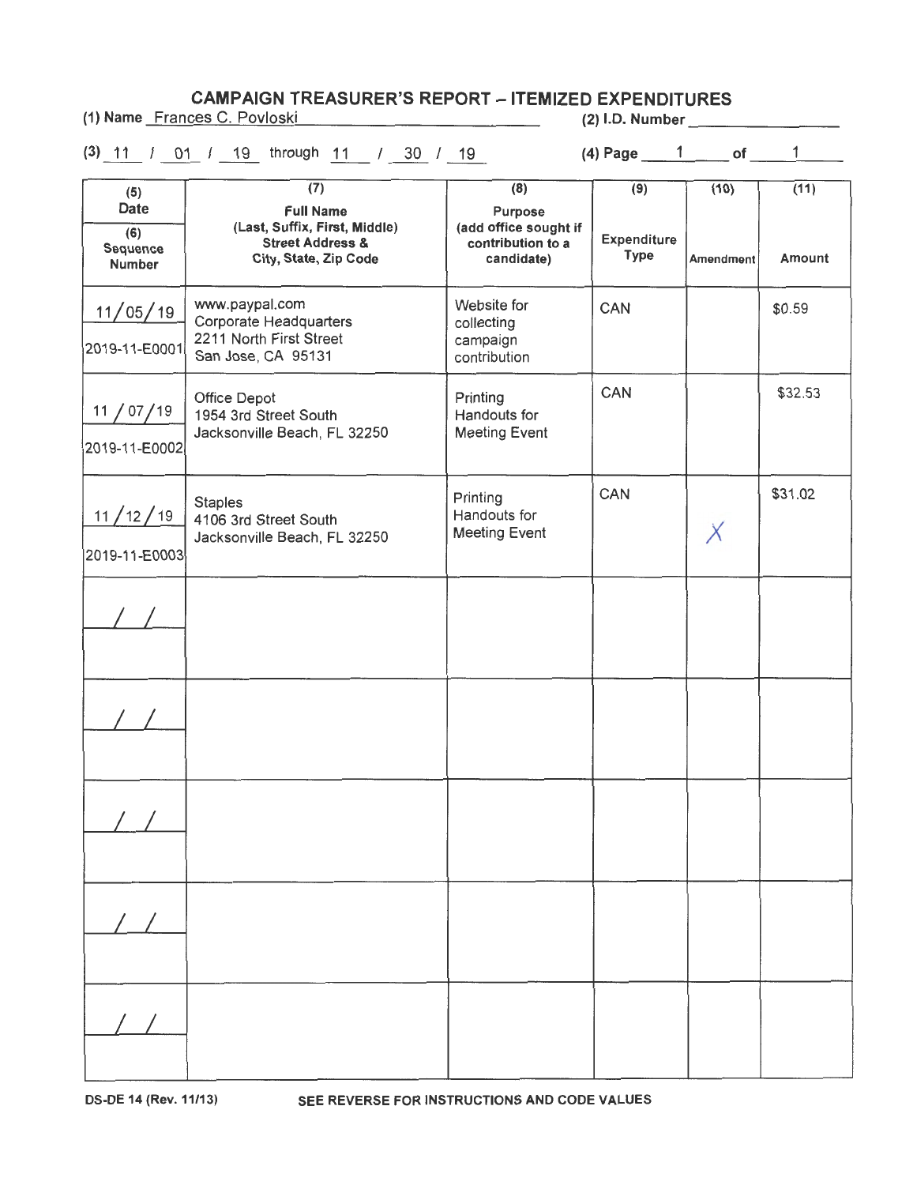# CAMPAIGN TREASURER'S REPORT – ITEMIZED EXPENDITURES

(1) Name Frances C. Povloski (2) I.D. Number

(3) 11 / 01 / 19 through 11 / 30 / 19 (4) Page 1 of 1

| (5) Date (6) Sequence Number | (7) Full Name (Last, Suffix, First, Middle) Street Address & City, State, Zip Code | (8) Purpose (add office sought if contribution to a candidate) | (9) Expenditure Type | (10) Amendment | (11) Amount |
|---|---|---|---|---|---|
| 11/05/19 2019-11-E0001 | www.paypal.com Corporate Headquarters 2211 North First Street San Jose, CA 95131 | Website for collecting campaign contribution | CAN | | $0.59 |
| 11/07/19 2019-11-E0002 | Office Depot 1954 3rd Street South Jacksonville Beach, FL 32250 | Printing Handouts for Meeting Event | CAN | | $32.53 |
| 11/12/19 2019-11-E0003 | Staples 4106 3rd Street South Jacksonville Beach, FL 32250 | Printing Handouts for Meeting Event | CAN | X | $31.02 |
| / / | | | | | |
| / / | | | | | |
| / / | | | | | |
| / / | | | | | |
| / / | | | | | |

DS-DE 14 (Rev. 11/13) SEE REVERSE FOR INSTRUCTIONS AND CODE VALUES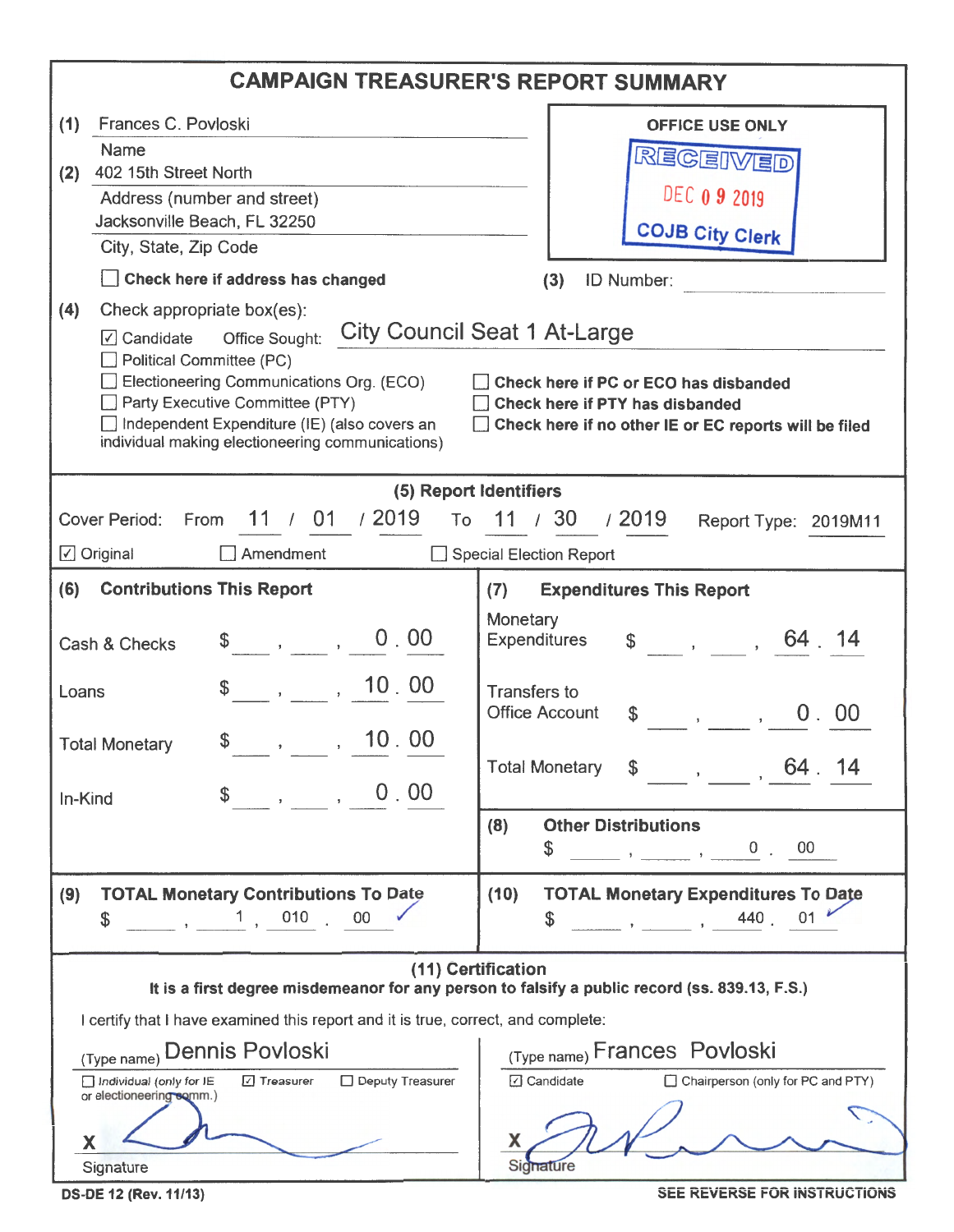# CAMPAIGN TREASURER'S REPORT SUMMARY

**(1)** Frances C. Povloski
Name

**(2)** 402 15th Street North
Address (number and street)
Jacksonville Beach, FL 32250
City, State, Zip Code

☐ **Check here if address has changed**

**OFFICE USE ONLY**

RECEIVED
DEC 09 2019
COJB City Clerk

**(3)** ID Number:

**(4)** Check appropriate box(es):

☑ Candidate    Office Sought: City Council Seat 1 At-Large
☐ Political Committee (PC)
☐ Electioneering Communications Org. (ECO)
☐ Party Executive Committee (PTY)
☐ Independent Expenditure (IE) (also covers an individual making electioneering communications)

☐ **Check here if PC or ECO has disbanded**
☐ **Check here if PTY has disbanded**
☐ **Check here if no other IE or EC reports will be filed**

## (5) Report Identifiers

Cover Period: From 11 / 01 / 2019 To 11 / 30 / 2019    Report Type: 2019M11

☑ Original    ☐ Amendment    ☐ Special Election Report

| **(6) Contributions This Report** | |
|---|---|
| Cash & Checks | $ 0.00 |
| Loans | $ 10.00 |
| Total Monetary | $ 10.00 |
| In-Kind | $ 0.00 |

| **(7) Expenditures This Report** | |
|---|---|
| Monetary Expenditures | $ 64.14 |
| Transfers to Office Account | $ 0.00 |
| Total Monetary | $ 64.14 |

**(8) Other Distributions**
$ 0.00

**(9) TOTAL Monetary Contributions To Date**
$ 1,010.00 ✓

**(10) TOTAL Monetary Expenditures To Date**
$ 440.01 ✓

## (11) Certification

**It is a first degree misdemeanor for any person to falsify a public record (ss. 839.13, F.S.)**

I certify that I have examined this report and it is true, correct, and complete:

(Type name) Dennis Povloski
☐ Individual (only for IE or electioneering comm.)    ☑ Treasurer    ☐ Deputy Treasurer
X [signature]
Signature

(Type name) Frances Povloski
☑ Candidate    ☐ Chairperson (only for PC and PTY)
X [signature]
Signature

DS-DE 12 (Rev. 11/13)    SEE REVERSE FOR INSTRUCTIONS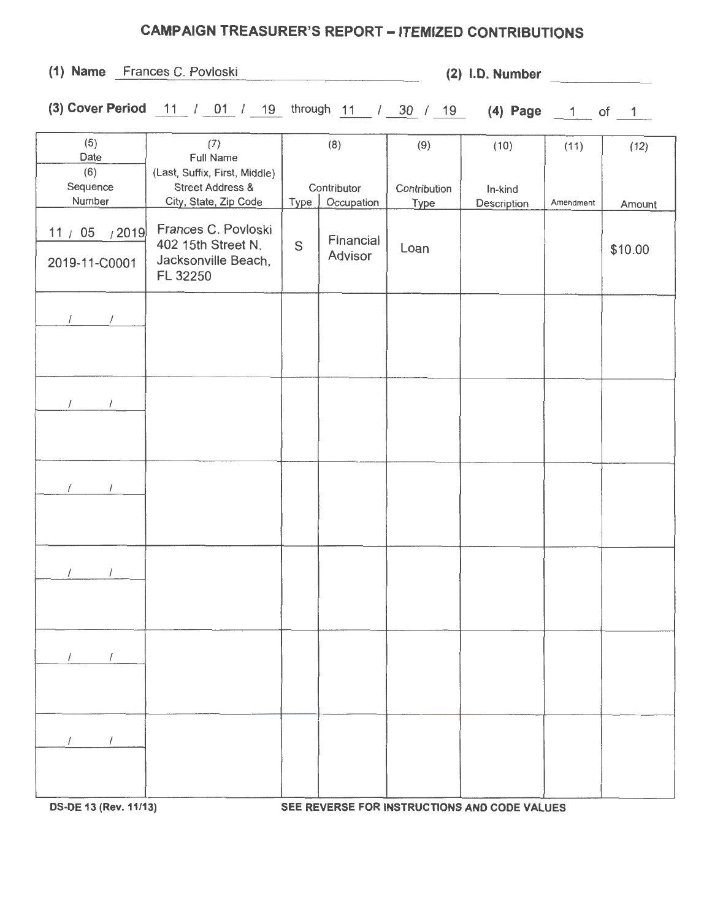# CAMPAIGN TREASURER'S REPORT – ITEMIZED CONTRIBUTIONS

**(1) Name** Frances C. Povloski **(2) I.D. Number** ____________

**(3) Cover Period** 11 / 01 / 19 through 11 / 30 / 19 **(4) Page** 1 of 1

| (5) Date<br>(6) Sequence Number | (7) Full Name (Last, Suffix, First, Middle) Street Address & City, State, Zip Code | (8) Contributor Type | Occupation | (9) Contribution Type | (10) In-kind Description | (11) Amendment | (12) Amount |
|---|---|---|---|---|---|---|---|
| 11 / 05 / 2019<br>2019-11-C0001 | Frances C. Povloski<br>402 15th Street N.<br>Jacksonville Beach, FL 32250 | S | Financial Advisor | Loan | | | $10.00 |
| / / | | | | | | | |
| / / | | | | | | | |
| / / | | | | | | | |
| / / | | | | | | | |
| / / | | | | | | | |
| / / | | | | | | | |

DS-DE 13 (Rev. 11/13) **SEE REVERSE FOR INSTRUCTIONS AND CODE VALUES**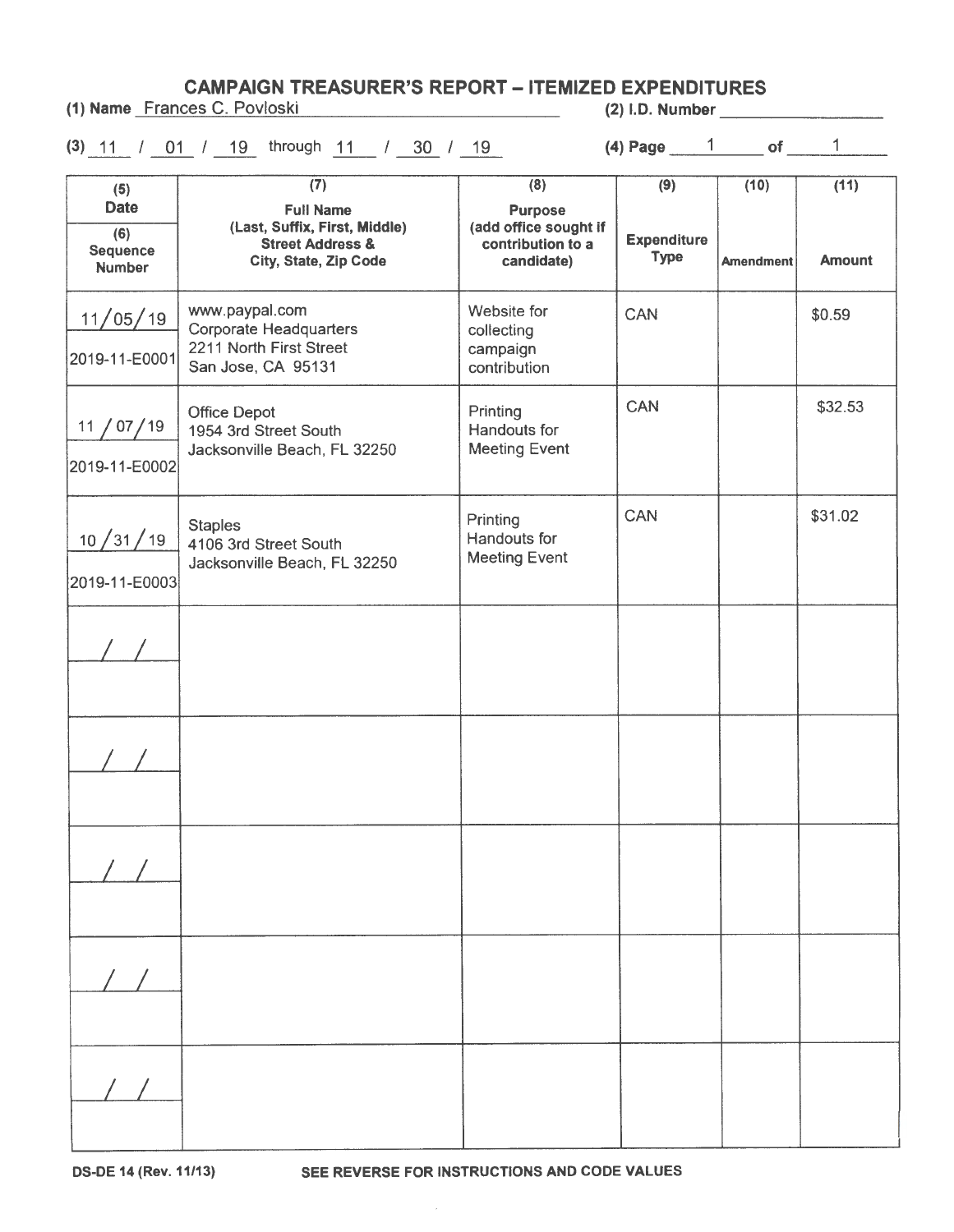# CAMPAIGN TREASURER'S REPORT – ITEMIZED EXPENDITURES

**(1) Name** Frances C. Povloski **(2) I.D. Number** ____________

**(3)** 11 / 01 / 19 through 11 / 30 / 19 **(4) Page** 1 **of** 1

| (5) Date / (6) Sequence Number | (7) Full Name (Last, Suffix, First, Middle) Street Address & City, State, Zip Code | (8) Purpose (add office sought if contribution to a candidate) | (9) Expenditure Type | (10) Amendment | (11) Amount |
|---|---|---|---|---|---|
| 11/05/19 2019-11-E0001 | www.paypal.com Corporate Headquarters 2211 North First Street San Jose, CA 95131 | Website for collecting campaign contribution | CAN | | $0.59 |
| 11/07/19 2019-11-E0002 | Office Depot 1954 3rd Street South Jacksonville Beach, FL 32250 | Printing Handouts for Meeting Event | CAN | | $32.53 |
| 10/31/19 2019-11-E0003 | Staples 4106 3rd Street South Jacksonville Beach, FL 32250 | Printing Handouts for Meeting Event | CAN | | $31.02 |
| / / | | | | | |
| / / | | | | | |
| / / | | | | | |
| / / | | | | | |
| / / | | | | | |

DS-DE 14 (Rev. 11/13) SEE REVERSE FOR INSTRUCTIONS AND CODE VALUES